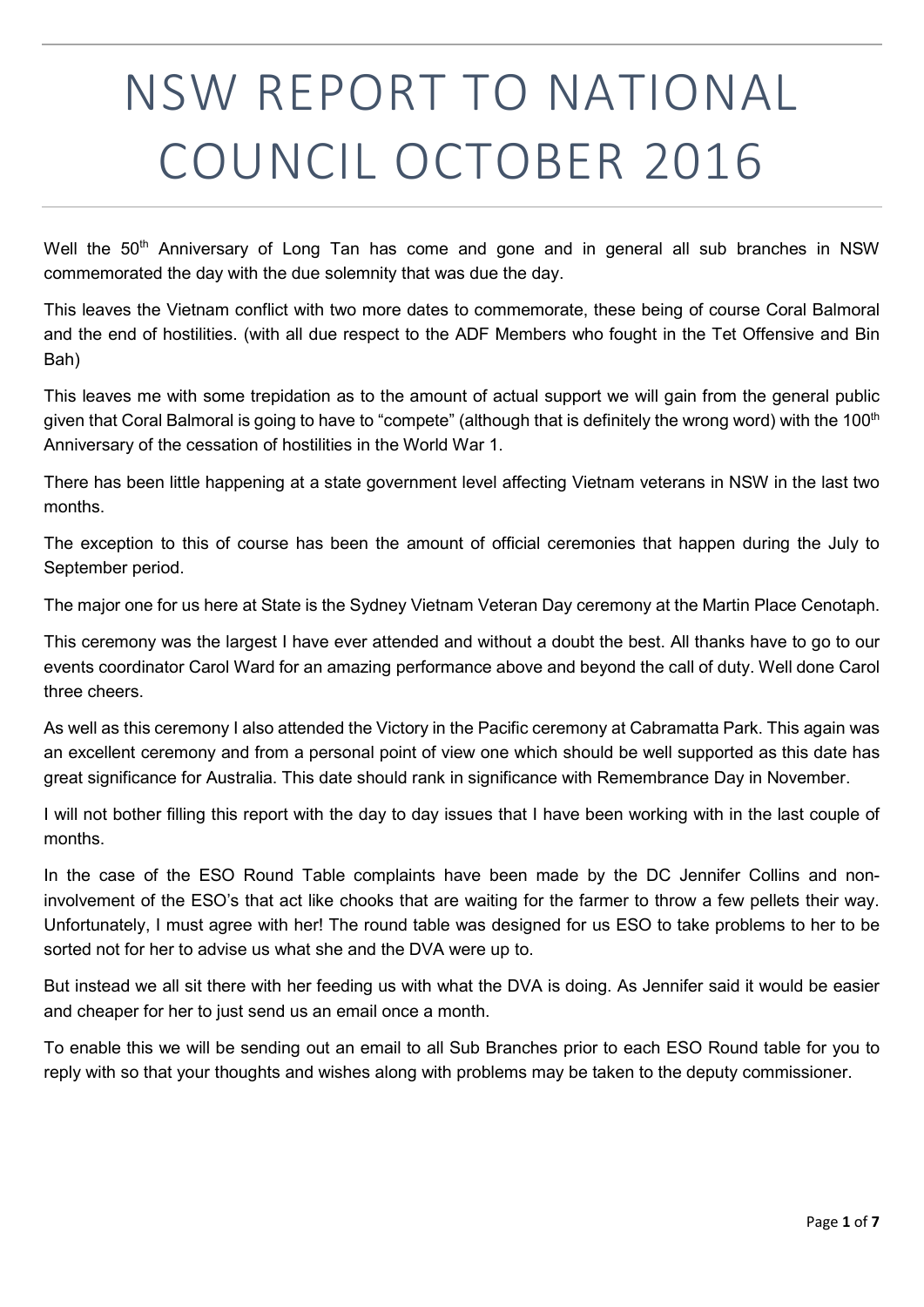# NSW REPORT TO NATIONAL COUNCIL OCTOBER 2016

Well the 50th Anniversary of Long Tan has come and gone and in general all sub branches in NSW commemorated the day with the due solemnity that was due the day.

This leaves the Vietnam conflict with two more dates to commemorate, these being of course Coral Balmoral and the end of hostilities. (with all due respect to the ADF Members who fought in the Tet Offensive and Bin Bah)

This leaves me with some trepidation as to the amount of actual support we will gain from the general public given that Coral Balmoral is going to have to "compete" (although that is definitely the wrong word) with the 100th Anniversary of the cessation of hostilities in the World War 1.

There has been little happening at a state government level affecting Vietnam veterans in NSW in the last two months.

The exception to this of course has been the amount of official ceremonies that happen during the July to September period.

The major one for us here at State is the Sydney Vietnam Veteran Day ceremony at the Martin Place Cenotaph.

This ceremony was the largest I have ever attended and without a doubt the best. All thanks have to go to our events coordinator Carol Ward for an amazing performance above and beyond the call of duty. Well done Carol three cheers.

As well as this ceremony I also attended the Victory in the Pacific ceremony at Cabramatta Park. This again was an excellent ceremony and from a personal point of view one which should be well supported as this date has great significance for Australia. This date should rank in significance with Remembrance Day in November.

I will not bother filling this report with the day to day issues that I have been working with in the last couple of months.

In the case of the ESO Round Table complaints have been made by the DC Jennifer Collins and non-involvement of the ESO's that act like chooks that are waiting for the farmer to throw a few pellets their way. Unfortunately, I must agree with her! The round table was designed for us ESO to take problems to her to be sorted not for her to advise us what she and the DVA were up to.

But instead we all sit there with her feeding us with what the DVA is doing. As Jennifer said it would be easier and cheaper for her to just send us an email once a month.

To enable this we will be sending out an email to all Sub Branches prior to each ESO Round table for you to reply with so that your thoughts and wishes along with problems may be taken to the deputy commissioner.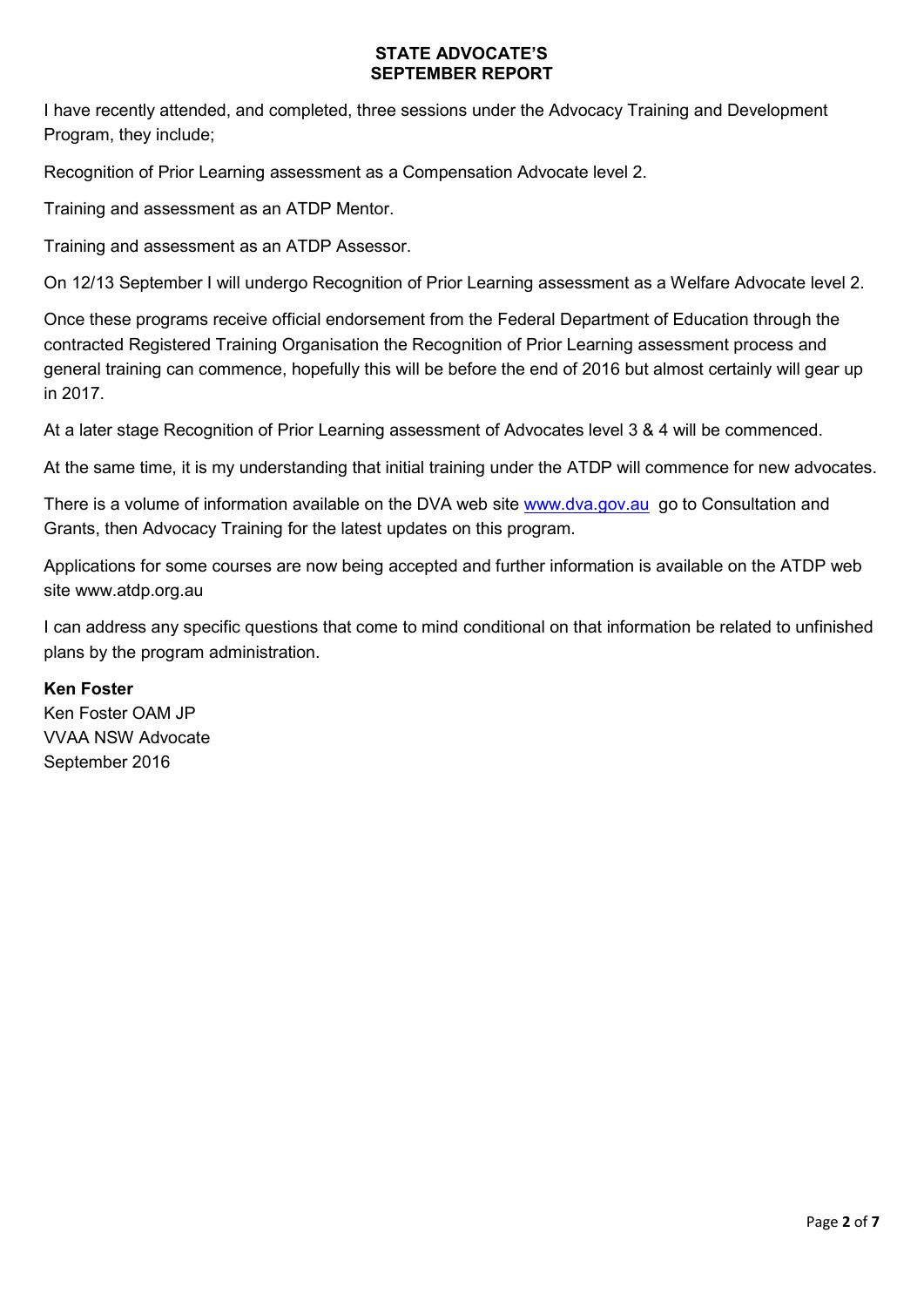**STATE ADVOCATE'S**
**SEPTEMBER REPORT**

I have recently attended, and completed, three sessions under the Advocacy Training and Development Program, they include;

Recognition of Prior Learning assessment as a Compensation Advocate level 2.

Training and assessment as an ATDP Mentor.

Training and assessment as an ATDP Assessor.

On 12/13 September I will undergo Recognition of Prior Learning assessment as a Welfare Advocate level 2.

Once these programs receive official endorsement from the Federal Department of Education through the contracted Registered Training Organisation the Recognition of Prior Learning assessment process and general training can commence, hopefully this will be before the end of 2016 but almost certainly will gear up in 2017.

At a later stage Recognition of Prior Learning assessment of Advocates level 3 & 4 will be commenced.

At the same time, it is my understanding that initial training under the ATDP will commence for new advocates.

There is a volume of information available on the DVA web site [www.dva.gov.au](http://www.dva.gov.au) go to Consultation and Grants, then Advocacy Training for the latest updates on this program.

Applications for some courses are now being accepted and further information is available on the ATDP web site www.atdp.org.au

I can address any specific questions that come to mind conditional on that information be related to unfinished plans by the program administration.

**Ken Foster**
Ken Foster OAM JP
VVAA NSW Advocate
September 2016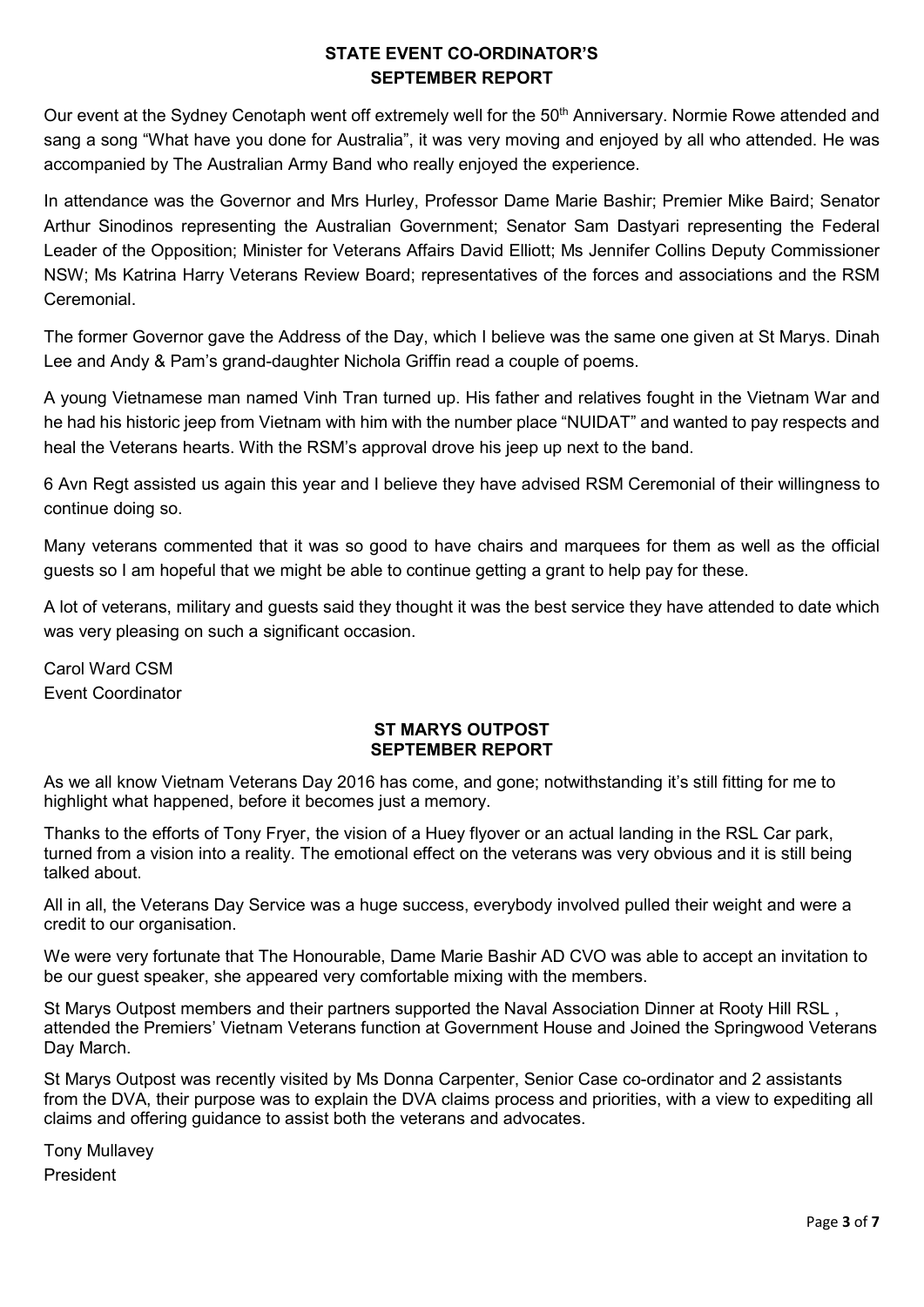## STATE EVENT CO-ORDINATOR'S
## SEPTEMBER REPORT

Our event at the Sydney Cenotaph went off extremely well for the 50th Anniversary. Normie Rowe attended and sang a song "What have you done for Australia", it was very moving and enjoyed by all who attended. He was accompanied by The Australian Army Band who really enjoyed the experience.

In attendance was the Governor and Mrs Hurley, Professor Dame Marie Bashir; Premier Mike Baird; Senator Arthur Sinodinos representing the Australian Government; Senator Sam Dastyari representing the Federal Leader of the Opposition; Minister for Veterans Affairs David Elliott; Ms Jennifer Collins Deputy Commissioner NSW; Ms Katrina Harry Veterans Review Board; representatives of the forces and associations and the RSM Ceremonial.

The former Governor gave the Address of the Day, which I believe was the same one given at St Marys. Dinah Lee and Andy & Pam's grand-daughter Nichola Griffin read a couple of poems.

A young Vietnamese man named Vinh Tran turned up. His father and relatives fought in the Vietnam War and he had his historic jeep from Vietnam with him with the number place "NUIDAT" and wanted to pay respects and heal the Veterans hearts. With the RSM's approval drove his jeep up next to the band.

6 Avn Regt assisted us again this year and I believe they have advised RSM Ceremonial of their willingness to continue doing so.

Many veterans commented that it was so good to have chairs and marquees for them as well as the official guests so I am hopeful that we might be able to continue getting a grant to help pay for these.

A lot of veterans, military and guests said they thought it was the best service they have attended to date which was very pleasing on such a significant occasion.

Carol Ward CSM
Event Coordinator

## ST MARYS OUTPOST
## SEPTEMBER REPORT

As we all know Vietnam Veterans Day 2016 has come, and gone; notwithstanding it's still fitting for me to highlight what happened, before it becomes just a memory.

Thanks to the efforts of Tony Fryer, the vision of a Huey flyover or an actual landing in the RSL Car park, turned from a vision into a reality. The emotional effect on the veterans was very obvious and it is still being talked about.

All in all, the Veterans Day Service was a huge success, everybody involved pulled their weight and were a credit to our organisation.

We were very fortunate that The Honourable, Dame Marie Bashir AD CVO was able to accept an invitation to be our guest speaker, she appeared very comfortable mixing with the members.

St Marys Outpost members and their partners supported the Naval Association Dinner at Rooty Hill RSL , attended the Premiers' Vietnam Veterans function at Government House and Joined the Springwood Veterans Day March.

St Marys Outpost was recently visited by Ms Donna Carpenter, Senior Case co-ordinator and 2 assistants from the DVA, their purpose was to explain the DVA claims process and priorities, with a view to expediting all claims and offering guidance to assist both the veterans and advocates.

Tony Mullavey
President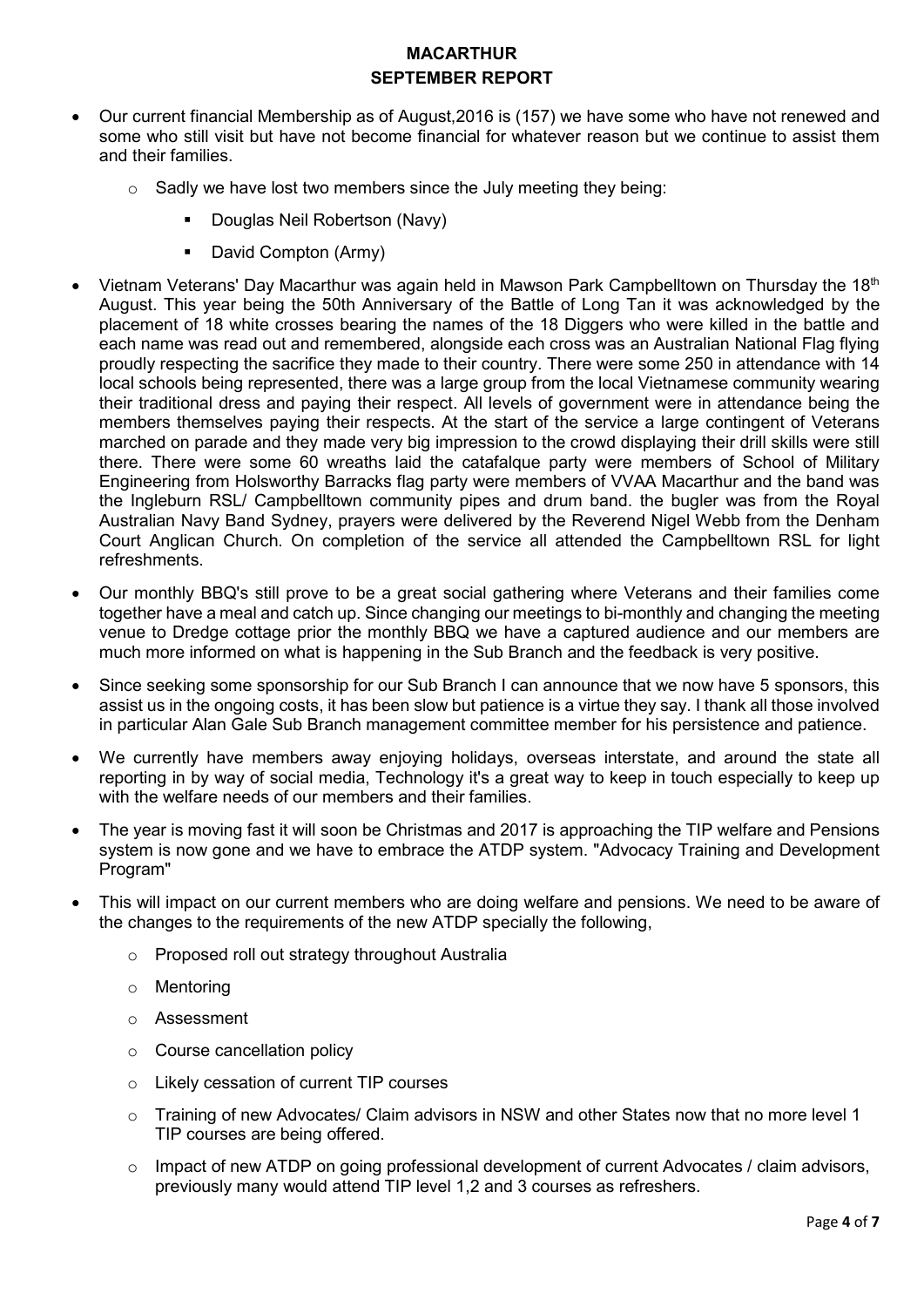# MACARTHUR

## SEPTEMBER REPORT

- Our current financial Membership as of August,2016 is (157) we have some who have not renewed and some who still visit but have not become financial for whatever reason but we continue to assist them and their families.
    - Sadly we have lost two members since the July meeting they being:
        - Douglas Neil Robertson (Navy)
        - David Compton (Army)
- Vietnam Veterans' Day Macarthur was again held in Mawson Park Campbelltown on Thursday the 18th August. This year being the 50th Anniversary of the Battle of Long Tan it was acknowledged by the placement of 18 white crosses bearing the names of the 18 Diggers who were killed in the battle and each name was read out and remembered, alongside each cross was an Australian National Flag flying proudly respecting the sacrifice they made to their country. There were some 250 in attendance with 14 local schools being represented, there was a large group from the local Vietnamese community wearing their traditional dress and paying their respect. All levels of government were in attendance being the members themselves paying their respects. At the start of the service a large contingent of Veterans marched on parade and they made very big impression to the crowd displaying their drill skills were still there. There were some 60 wreaths laid the catafalque party were members of School of Military Engineering from Holsworthy Barracks flag party were members of VVAA Macarthur and the band was the Ingleburn RSL/ Campbelltown community pipes and drum band. the bugler was from the Royal Australian Navy Band Sydney, prayers were delivered by the Reverend Nigel Webb from the Denham Court Anglican Church. On completion of the service all attended the Campbelltown RSL for light refreshments.
- Our monthly BBQ's still prove to be a great social gathering where Veterans and their families come together have a meal and catch up. Since changing our meetings to bi-monthly and changing the meeting venue to Dredge cottage prior the monthly BBQ we have a captured audience and our members are much more informed on what is happening in the Sub Branch and the feedback is very positive.
- Since seeking some sponsorship for our Sub Branch I can announce that we now have 5 sponsors, this assist us in the ongoing costs, it has been slow but patience is a virtue they say. I thank all those involved in particular Alan Gale Sub Branch management committee member for his persistence and patience.
- We currently have members away enjoying holidays, overseas interstate, and around the state all reporting in by way of social media, Technology it's a great way to keep in touch especially to keep up with the welfare needs of our members and their families.
- The year is moving fast it will soon be Christmas and 2017 is approaching the TIP welfare and Pensions system is now gone and we have to embrace the ATDP system. "Advocacy Training and Development Program"
- This will impact on our current members who are doing welfare and pensions. We need to be aware of the changes to the requirements of the new ATDP specially the following,
    - Proposed roll out strategy throughout Australia
    - Mentoring
    - Assessment
    - Course cancellation policy
    - Likely cessation of current TIP courses
    - Training of new Advocates/ Claim advisors in NSW and other States now that no more level 1 TIP courses are being offered.
    - Impact of new ATDP on going professional development of current Advocates / claim advisors, previously many would attend TIP level 1,2 and 3 courses as refreshers.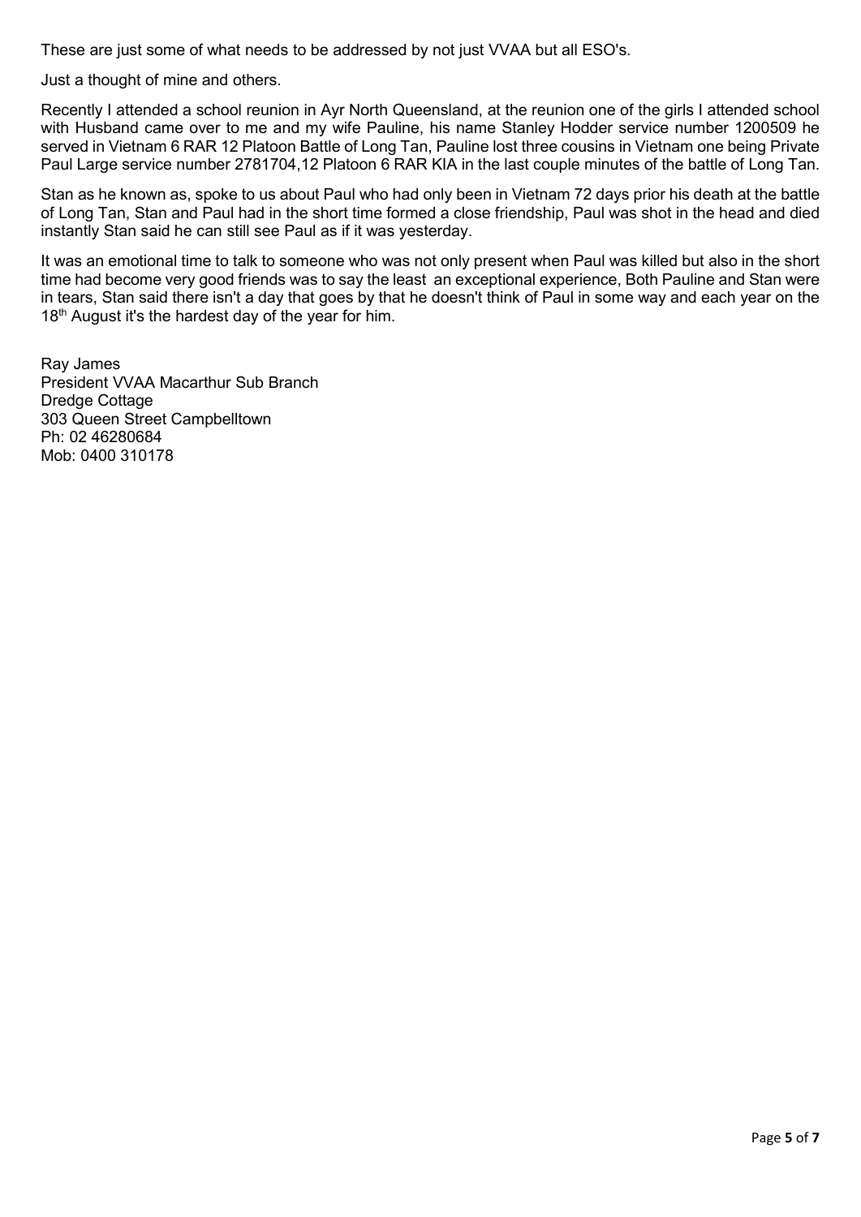These are just some of what needs to be addressed by not just VVAA but all ESO's.

Just a thought of mine and others.

Recently I attended a school reunion in Ayr North Queensland, at the reunion one of the girls I attended school with Husband came over to me and my wife Pauline, his name Stanley Hodder service number 1200509 he served in Vietnam 6 RAR 12 Platoon Battle of Long Tan, Pauline lost three cousins in Vietnam one being Private Paul Large service number 2781704,12 Platoon 6 RAR KIA in the last couple minutes of the battle of Long Tan.

Stan as he known as, spoke to us about Paul who had only been in Vietnam 72 days prior his death at the battle of Long Tan, Stan and Paul had in the short time formed a close friendship, Paul was shot in the head and died instantly Stan said he can still see Paul as if it was yesterday.

It was an emotional time to talk to someone who was not only present when Paul was killed but also in the short time had become very good friends was to say the least an exceptional experience, Both Pauline and Stan were in tears, Stan said there isn't a day that goes by that he doesn't think of Paul in some way and each year on the 18th August it's the hardest day of the year for him.

Ray James
President VVAA Macarthur Sub Branch
Dredge Cottage
303 Queen Street Campbelltown
Ph: 02 46280684
Mob: 0400 310178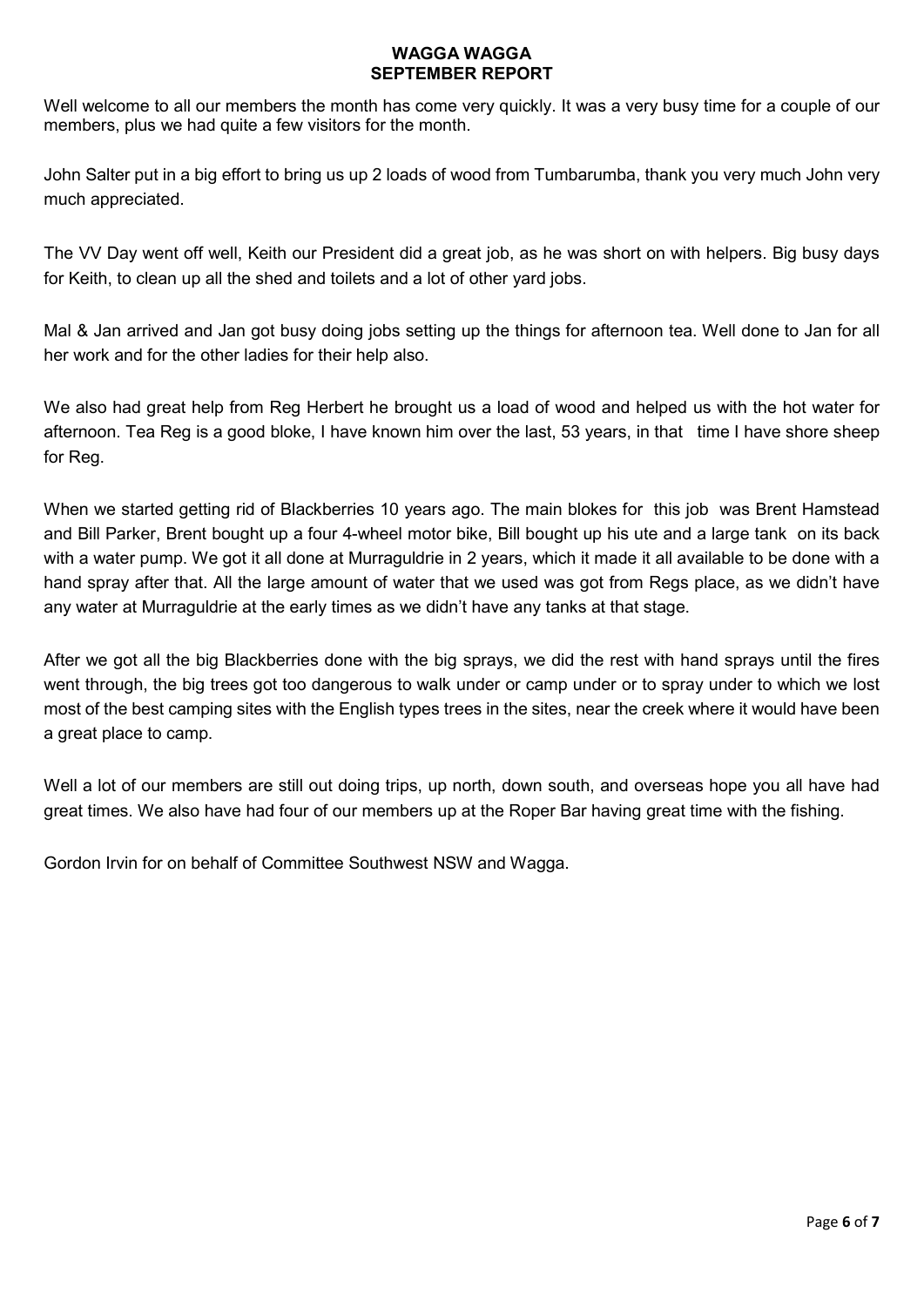# WAGGA WAGGA
## SEPTEMBER REPORT

Well welcome to all our members the month has come very quickly. It was a very busy time for a couple of our members, plus we had quite a few visitors for the month.

John Salter put in a big effort to bring us up 2 loads of wood from Tumbarumba, thank you very much John very much appreciated.

The VV Day went off well, Keith our President did a great job, as he was short on with helpers. Big busy days for Keith, to clean up all the shed and toilets and a lot of other yard jobs.

Mal & Jan arrived and Jan got busy doing jobs setting up the things for afternoon tea. Well done to Jan for all her work and for the other ladies for their help also.

We also had great help from Reg Herbert he brought us a load of wood and helped us with the hot water for afternoon. Tea Reg is a good bloke, I have known him over the last, 53 years, in that time I have shore sheep for Reg.

When we started getting rid of Blackberries 10 years ago. The main blokes for this job was Brent Hamstead and Bill Parker, Brent bought up a four 4-wheel motor bike, Bill bought up his ute and a large tank on its back with a water pump. We got it all done at Murraguldrie in 2 years, which it made it all available to be done with a hand spray after that. All the large amount of water that we used was got from Regs place, as we didn't have any water at Murraguldrie at the early times as we didn't have any tanks at that stage.

After we got all the big Blackberries done with the big sprays, we did the rest with hand sprays until the fires went through, the big trees got too dangerous to walk under or camp under or to spray under to which we lost most of the best camping sites with the English types trees in the sites, near the creek where it would have been a great place to camp.

Well a lot of our members are still out doing trips, up north, down south, and overseas hope you all have had great times. We also have had four of our members up at the Roper Bar having great time with the fishing.

Gordon Irvin for on behalf of Committee Southwest NSW and Wagga.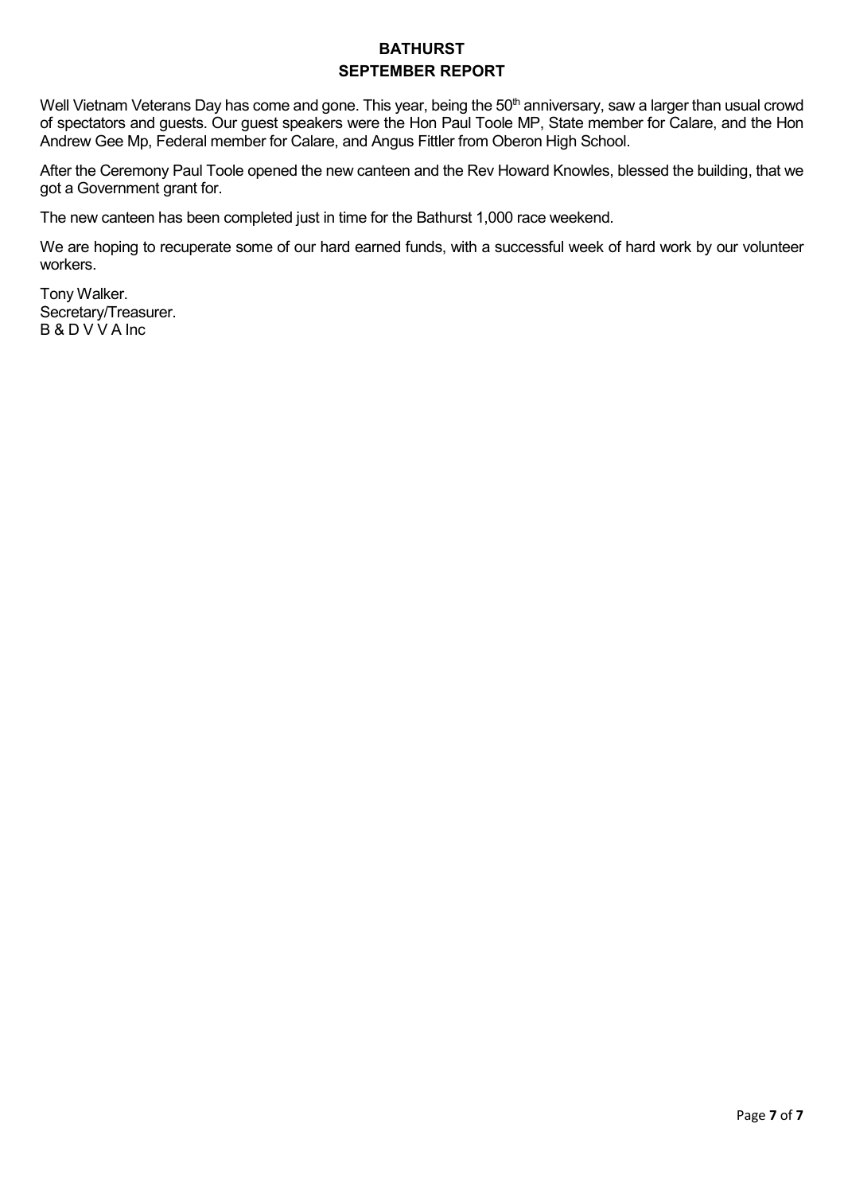# BATHURST

## SEPTEMBER REPORT

Well Vietnam Veterans Day has come and gone. This year, being the 50th anniversary, saw a larger than usual crowd of spectators and guests. Our guest speakers were the Hon Paul Toole MP, State member for Calare, and the Hon Andrew Gee Mp, Federal member for Calare, and Angus Fittler from Oberon High School.

After the Ceremony Paul Toole opened the new canteen and the Rev Howard Knowles, blessed the building, that we got a Government grant for.

The new canteen has been completed just in time for the Bathurst 1,000 race weekend.

We are hoping to recuperate some of our hard earned funds, with a successful week of hard work by our volunteer workers.

Tony Walker.
Secretary/Treasurer.
B & D V V A Inc